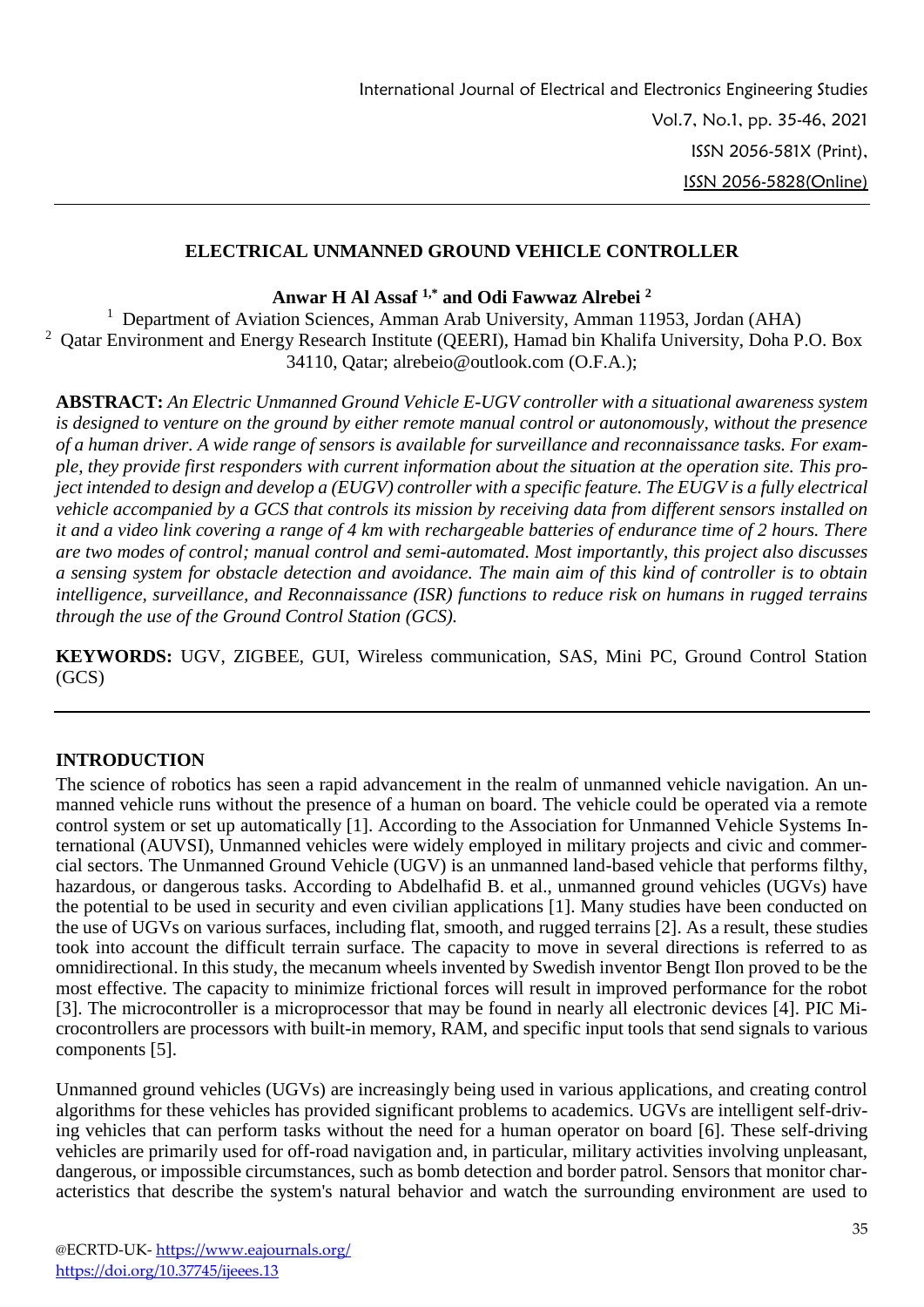# ELECTRICAL UNMANNED GROUND VEHICLE CONTROLLER

**Anwar H Al Assaf [1,*] and Odi Fawwaz Alrebei [2]**

[1] Department of Aviation Sciences, Amman Arab University, Amman 11953, Jordan (AHA)
[2] Qatar Environment and Energy Research Institute (QEERI), Hamad bin Khalifa University, Doha P.O. Box 34110, Qatar; alrebeio@outlook.com (O.F.A.);

**ABSTRACT:** *An Electric Unmanned Ground Vehicle E-UGV controller with a situational awareness system is designed to venture on the ground by either remote manual control or autonomously, without the presence of a human driver. A wide range of sensors is available for surveillance and reconnaissance tasks. For example, they provide first responders with current information about the situation at the operation site. This project intended to design and develop a (EUGV) controller with a specific feature. The EUGV is a fully electrical vehicle accompanied by a GCS that controls its mission by receiving data from different sensors installed on it and a video link covering a range of 4 km with rechargeable batteries of endurance time of 2 hours. There are two modes of control; manual control and semi-automated. Most importantly, this project also discusses a sensing system for obstacle detection and avoidance. The main aim of this kind of controller is to obtain intelligence, surveillance, and Reconnaissance (ISR) functions to reduce risk on humans in rugged terrains through the use of the Ground Control Station (GCS).*

**KEYWORDS:** UGV, ZIGBEE, GUI, Wireless communication, SAS, Mini PC, Ground Control Station (GCS)

## INTRODUCTION

The science of robotics has seen a rapid advancement in the realm of unmanned vehicle navigation. An unmanned vehicle runs without the presence of a human on board. The vehicle could be operated via a remote control system or set up automatically [1]. According to the Association for Unmanned Vehicle Systems International (AUVSI), Unmanned vehicles were widely employed in military projects and civic and commercial sectors. The Unmanned Ground Vehicle (UGV) is an unmanned land-based vehicle that performs filthy, hazardous, or dangerous tasks. According to Abdelhafid B. et al., unmanned ground vehicles (UGVs) have the potential to be used in security and even civilian applications [1]. Many studies have been conducted on the use of UGVs on various surfaces, including flat, smooth, and rugged terrains [2]. As a result, these studies took into account the difficult terrain surface. The capacity to move in several directions is referred to as omnidirectional. In this study, the mecanum wheels invented by Swedish inventor Bengt Ilon proved to be the most effective. The capacity to minimize frictional forces will result in improved performance for the robot [3]. The microcontroller is a microprocessor that may be found in nearly all electronic devices [4]. PIC Microcontrollers are processors with built-in memory, RAM, and specific input tools that send signals to various components [5].

Unmanned ground vehicles (UGVs) are increasingly being used in various applications, and creating control algorithms for these vehicles has provided significant problems to academics. UGVs are intelligent self-driving vehicles that can perform tasks without the need for a human operator on board [6]. These self-driving vehicles are primarily used for off-road navigation and, in particular, military activities involving unpleasant, dangerous, or impossible circumstances, such as bomb detection and border patrol. Sensors that monitor characteristics that describe the system's natural behavior and watch the surrounding environment are used to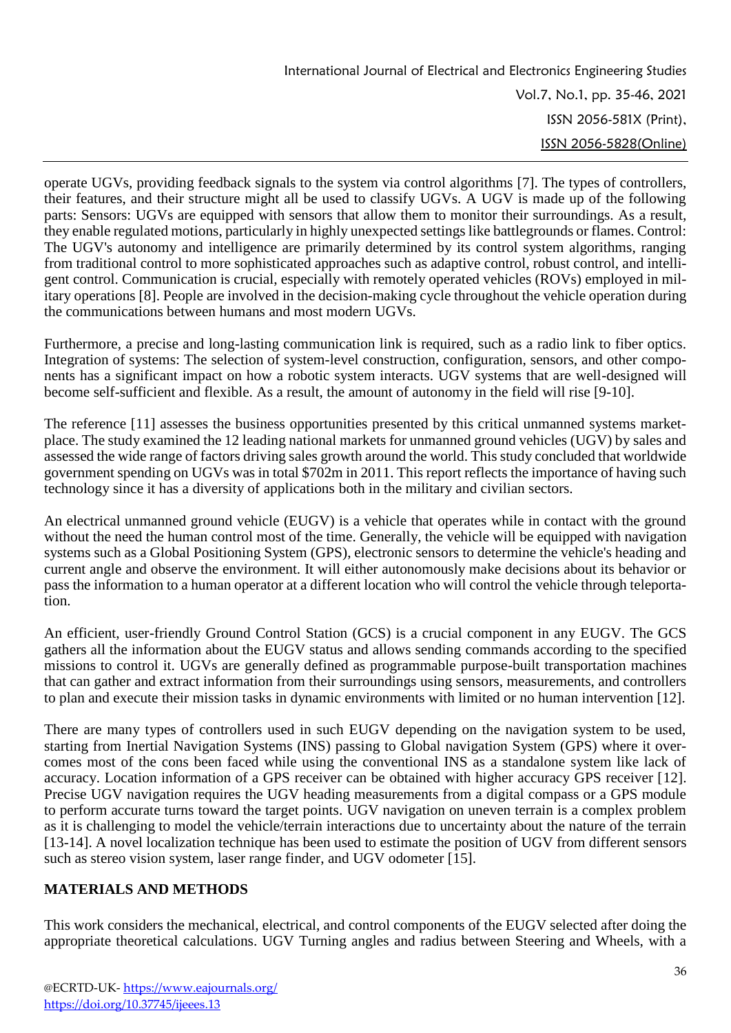operate UGVs, providing feedback signals to the system via control algorithms [7]. The types of controllers, their features, and their structure might all be used to classify UGVs. A UGV is made up of the following parts: Sensors: UGVs are equipped with sensors that allow them to monitor their surroundings. As a result, they enable regulated motions, particularly in highly unexpected settings like battlegrounds or flames. Control: The UGV's autonomy and intelligence are primarily determined by its control system algorithms, ranging from traditional control to more sophisticated approaches such as adaptive control, robust control, and intelligent control. Communication is crucial, especially with remotely operated vehicles (ROVs) employed in military operations [8]. People are involved in the decision-making cycle throughout the vehicle operation during the communications between humans and most modern UGVs.

Furthermore, a precise and long-lasting communication link is required, such as a radio link to fiber optics. Integration of systems: The selection of system-level construction, configuration, sensors, and other components has a significant impact on how a robotic system interacts. UGV systems that are well-designed will become self-sufficient and flexible. As a result, the amount of autonomy in the field will rise [9-10].

The reference [11] assesses the business opportunities presented by this critical unmanned systems marketplace. The study examined the 12 leading national markets for unmanned ground vehicles (UGV) by sales and assessed the wide range of factors driving sales growth around the world. This study concluded that worldwide government spending on UGVs was in total $702m in 2011. This report reflects the importance of having such technology since it has a diversity of applications both in the military and civilian sectors.

An electrical unmanned ground vehicle (EUGV) is a vehicle that operates while in contact with the ground without the need the human control most of the time. Generally, the vehicle will be equipped with navigation systems such as a Global Positioning System (GPS), electronic sensors to determine the vehicle's heading and current angle and observe the environment. It will either autonomously make decisions about its behavior or pass the information to a human operator at a different location who will control the vehicle through teleportation.

An efficient, user-friendly Ground Control Station (GCS) is a crucial component in any EUGV. The GCS gathers all the information about the EUGV status and allows sending commands according to the specified missions to control it. UGVs are generally defined as programmable purpose-built transportation machines that can gather and extract information from their surroundings using sensors, measurements, and controllers to plan and execute their mission tasks in dynamic environments with limited or no human intervention [12].

There are many types of controllers used in such EUGV depending on the navigation system to be used, starting from Inertial Navigation Systems (INS) passing to Global navigation System (GPS) where it overcomes most of the cons been faced while using the conventional INS as a standalone system like lack of accuracy. Location information of a GPS receiver can be obtained with higher accuracy GPS receiver [12]. Precise UGV navigation requires the UGV heading measurements from a digital compass or a GPS module to perform accurate turns toward the target points. UGV navigation on uneven terrain is a complex problem as it is challenging to model the vehicle/terrain interactions due to uncertainty about the nature of the terrain [13-14]. A novel localization technique has been used to estimate the position of UGV from different sensors such as stereo vision system, laser range finder, and UGV odometer [15].

## MATERIALS AND METHODS

This work considers the mechanical, electrical, and control components of the EUGV selected after doing the appropriate theoretical calculations. UGV Turning angles and radius between Steering and Wheels, with a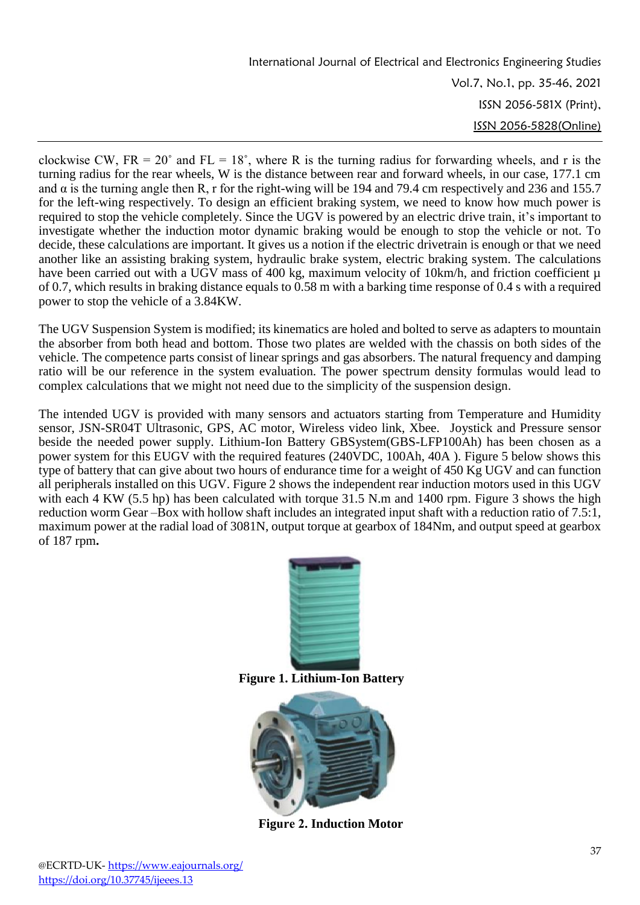clockwise CW, FR = 20˚ and FL = 18˚, where R is the turning radius for forwarding wheels, and r is the turning radius for the rear wheels, W is the distance between rear and forward wheels, in our case, 177.1 cm and $\alpha$ is the turning angle then R, r for the right-wing will be 194 and 79.4 cm respectively and 236 and 155.7 for the left-wing respectively. To design an efficient braking system, we need to know how much power is required to stop the vehicle completely. Since the UGV is powered by an electric drive train, it's important to investigate whether the induction motor dynamic braking would be enough to stop the vehicle or not. To decide, these calculations are important. It gives us a notion if the electric drivetrain is enough or that we need another like an assisting braking system, hydraulic brake system, electric braking system. The calculations have been carried out with a UGV mass of 400 kg, maximum velocity of 10km/h, and friction coefficient $\mu$ of 0.7, which results in braking distance equals to 0.58 m with a barking time response of 0.4 s with a required power to stop the vehicle of a 3.84KW.

The UGV Suspension System is modified; its kinematics are holed and bolted to serve as adapters to mountain the absorber from both head and bottom. Those two plates are welded with the chassis on both sides of the vehicle. The competence parts consist of linear springs and gas absorbers. The natural frequency and damping ratio will be our reference in the system evaluation. The power spectrum density formulas would lead to complex calculations that we might not need due to the simplicity of the suspension design.

The intended UGV is provided with many sensors and actuators starting from Temperature and Humidity sensor, JSN-SR04T Ultrasonic, GPS, AC motor, Wireless video link, Xbee. Joystick and Pressure sensor beside the needed power supply. Lithium-Ion Battery GBSystem(GBS-LFP100Ah) has been chosen as a power system for this EUGV with the required features (240VDC, 100Ah, 40A ). Figure 5 below shows this type of battery that can give about two hours of endurance time for a weight of 450 Kg UGV and can function all peripherals installed on this UGV. Figure 2 shows the independent rear induction motors used in this UGV with each 4 KW (5.5 hp) has been calculated with torque 31.5 N.m and 1400 rpm. Figure 3 shows the high reduction worm Gear –Box with hollow shaft includes an integrated input shaft with a reduction ratio of 7.5:1, maximum power at the radial load of 3081N, output torque at gearbox of 184Nm, and output speed at gearbox of 187 rpm**.**

**Figure 1. Lithium-Ion Battery**

**Figure 2. Induction Motor**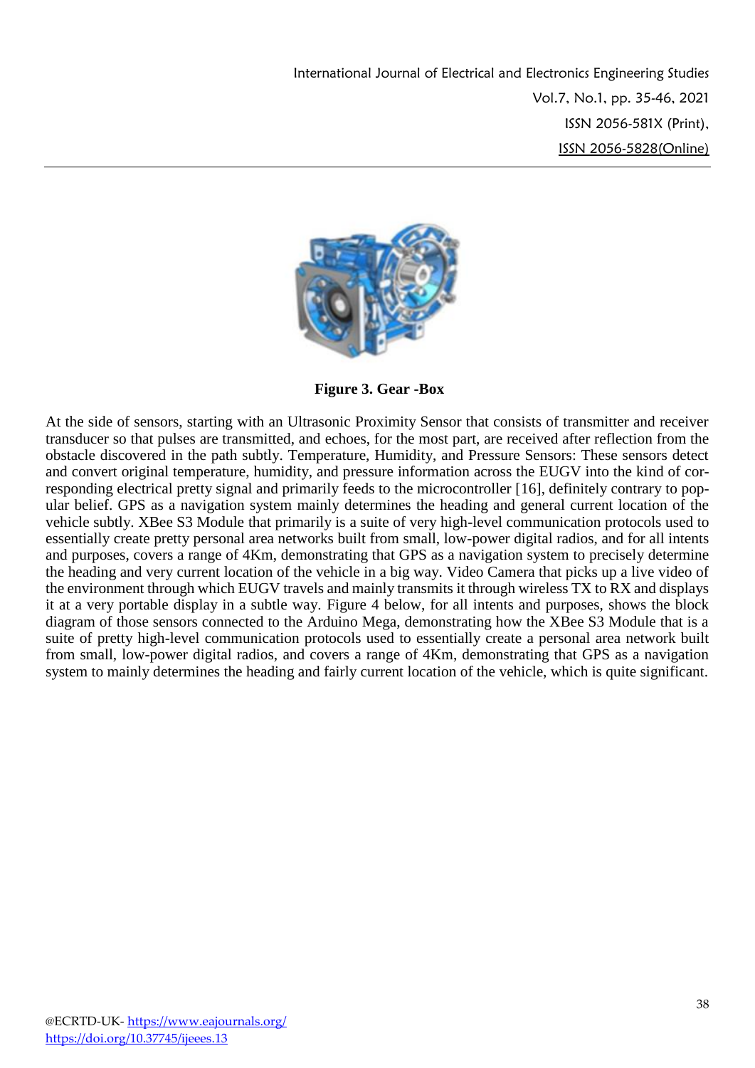**Figure 3. Gear -Box**

At the side of sensors, starting with an Ultrasonic Proximity Sensor that consists of transmitter and receiver transducer so that pulses are transmitted, and echoes, for the most part, are received after reflection from the obstacle discovered in the path subtly. Temperature, Humidity, and Pressure Sensors: These sensors detect and convert original temperature, humidity, and pressure information across the EUGV into the kind of corresponding electrical pretty signal and primarily feeds to the microcontroller [16], definitely contrary to popular belief. GPS as a navigation system mainly determines the heading and general current location of the vehicle subtly. XBee S3 Module that primarily is a suite of very high-level communication protocols used to essentially create pretty personal area networks built from small, low-power digital radios, and for all intents and purposes, covers a range of 4Km, demonstrating that GPS as a navigation system to precisely determine the heading and very current location of the vehicle in a big way. Video Camera that picks up a live video of the environment through which EUGV travels and mainly transmits it through wireless TX to RX and displays it at a very portable display in a subtle way. Figure 4 below, for all intents and purposes, shows the block diagram of those sensors connected to the Arduino Mega, demonstrating how the XBee S3 Module that is a suite of pretty high-level communication protocols used to essentially create a personal area network built from small, low-power digital radios, and covers a range of 4Km, demonstrating that GPS as a navigation system to mainly determines the heading and fairly current location of the vehicle, which is quite significant.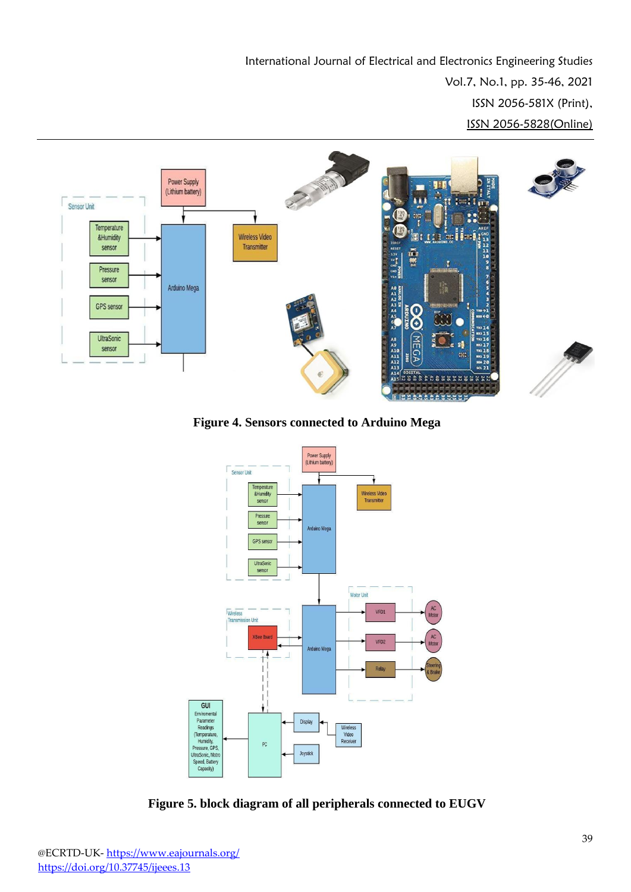**Figure 4. Sensors connected to Arduino Mega**

**Figure 5. block diagram of all peripherals connected to EUGV**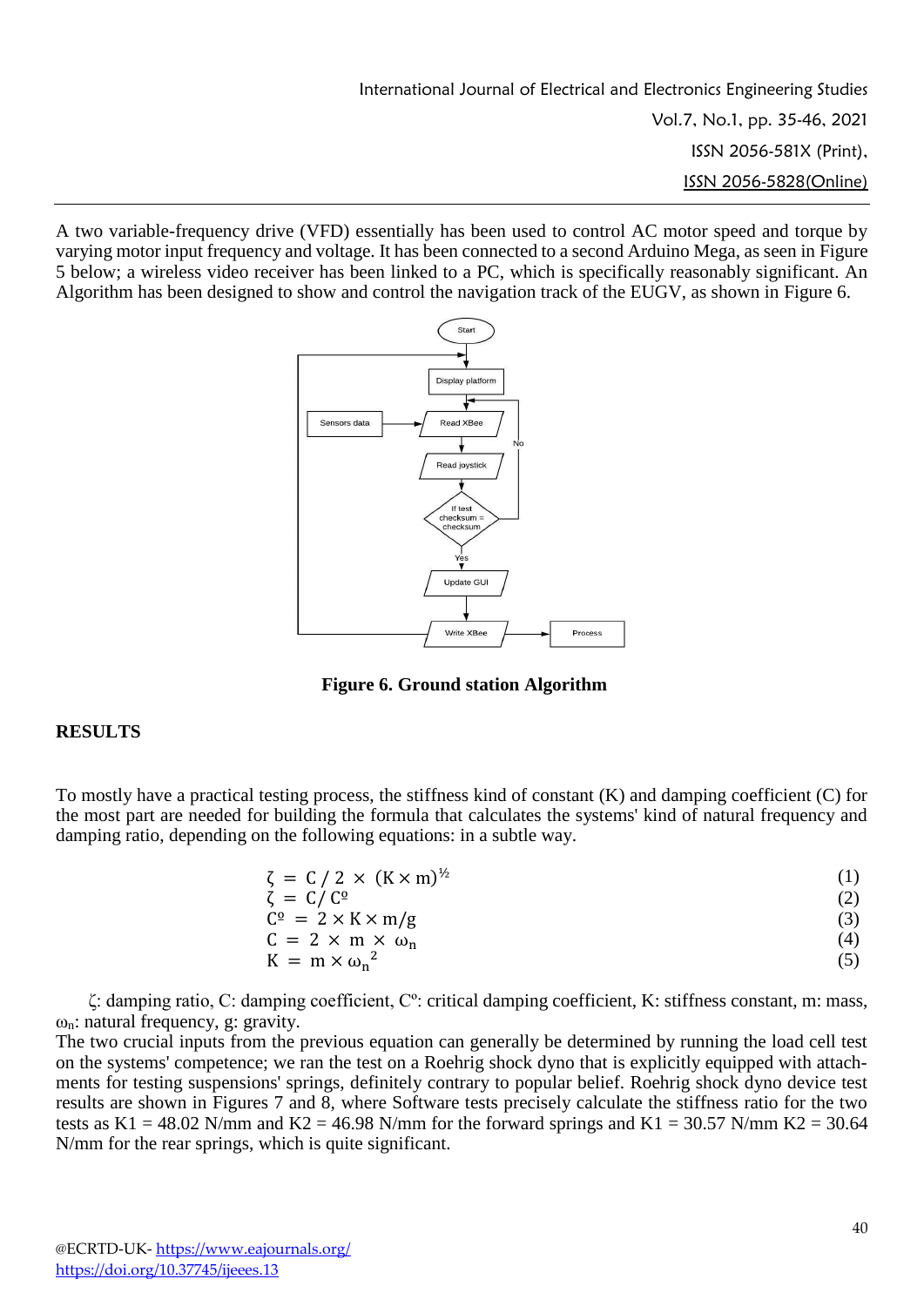A two variable-frequency drive (VFD) essentially has been used to control AC motor speed and torque by varying motor input frequency and voltage. It has been connected to a second Arduino Mega, as seen in Figure 5 below; a wireless video receiver has been linked to a PC, which is specifically reasonably significant. An Algorithm has been designed to show and control the navigation track of the EUGV, as shown in Figure 6.

**Figure 6. Ground station Algorithm**

## RESULTS

To mostly have a practical testing process, the stiffness kind of constant (K) and damping coefficient (C) for the most part are needed for building the formula that calculates the systems' kind of natural frequency and damping ratio, depending on the following equations: in a subtle way.

$$\zeta = C / 2 \times (K \times m)^{½} \quad (1)$$

$$\zeta = C / C^{o} \quad (2)$$

$$C^{o} = 2 \times K \times m/g \quad (3)$$

$$C = 2 \times m \times \omega_n \quad (4)$$

$$K = m \times \omega_n^{2} \quad (5)$$

$\zeta$: damping ratio, C: damping coefficient, $C^{o}$: critical damping coefficient, K: stiffness constant, m: mass, $\omega_n$: natural frequency, g: gravity.

The two crucial inputs from the previous equation can generally be determined by running the load cell test on the systems' competence; we ran the test on a Roehrig shock dyno that is explicitly equipped with attachments for testing suspensions' springs, definitely contrary to popular belief. Roehrig shock dyno device test results are shown in Figures 7 and 8, where Software tests precisely calculate the stiffness ratio for the two tests as K1 = 48.02 N/mm and K2 = 46.98 N/mm for the forward springs and K1 = 30.57 N/mm K2 = 30.64 N/mm for the rear springs, which is quite significant.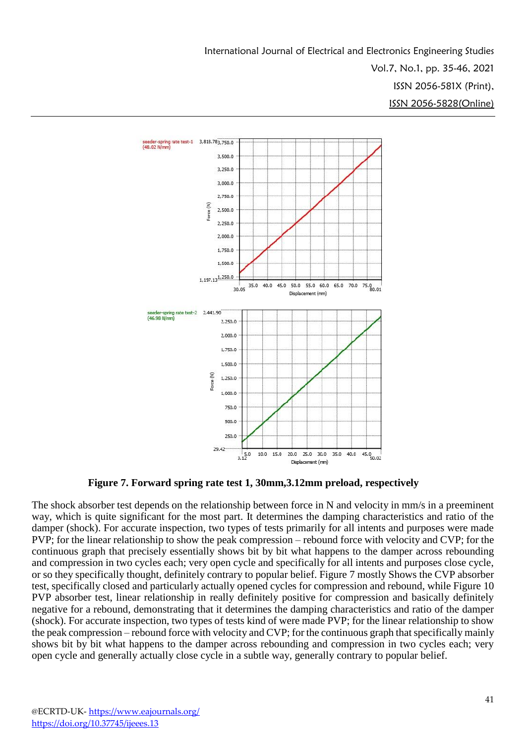**Figure 7. Forward spring rate test 1, 30mm,3.12mm preload, respectively**

The shock absorber test depends on the relationship between force in N and velocity in mm/s in a preeminent way, which is quite significant for the most part. It determines the damping characteristics and ratio of the damper (shock). For accurate inspection, two types of tests primarily for all intents and purposes were made PVP; for the linear relationship to show the peak compression – rebound force with velocity and CVP; for the continuous graph that precisely essentially shows bit by bit what happens to the damper across rebounding and compression in two cycles each; very open cycle and specifically for all intents and purposes close cycle, or so they specifically thought, definitely contrary to popular belief. Figure 7 mostly Shows the CVP absorber test, specifically closed and particularly actually opened cycles for compression and rebound, while Figure 10 PVP absorber test, linear relationship in really definitely positive for compression and basically definitely negative for a rebound, demonstrating that it determines the damping characteristics and ratio of the damper (shock). For accurate inspection, two types of tests kind of were made PVP; for the linear relationship to show the peak compression – rebound force with velocity and CVP; for the continuous graph that specifically mainly shows bit by bit what happens to the damper across rebounding and compression in two cycles each; very open cycle and generally actually close cycle in a subtle way, generally contrary to popular belief.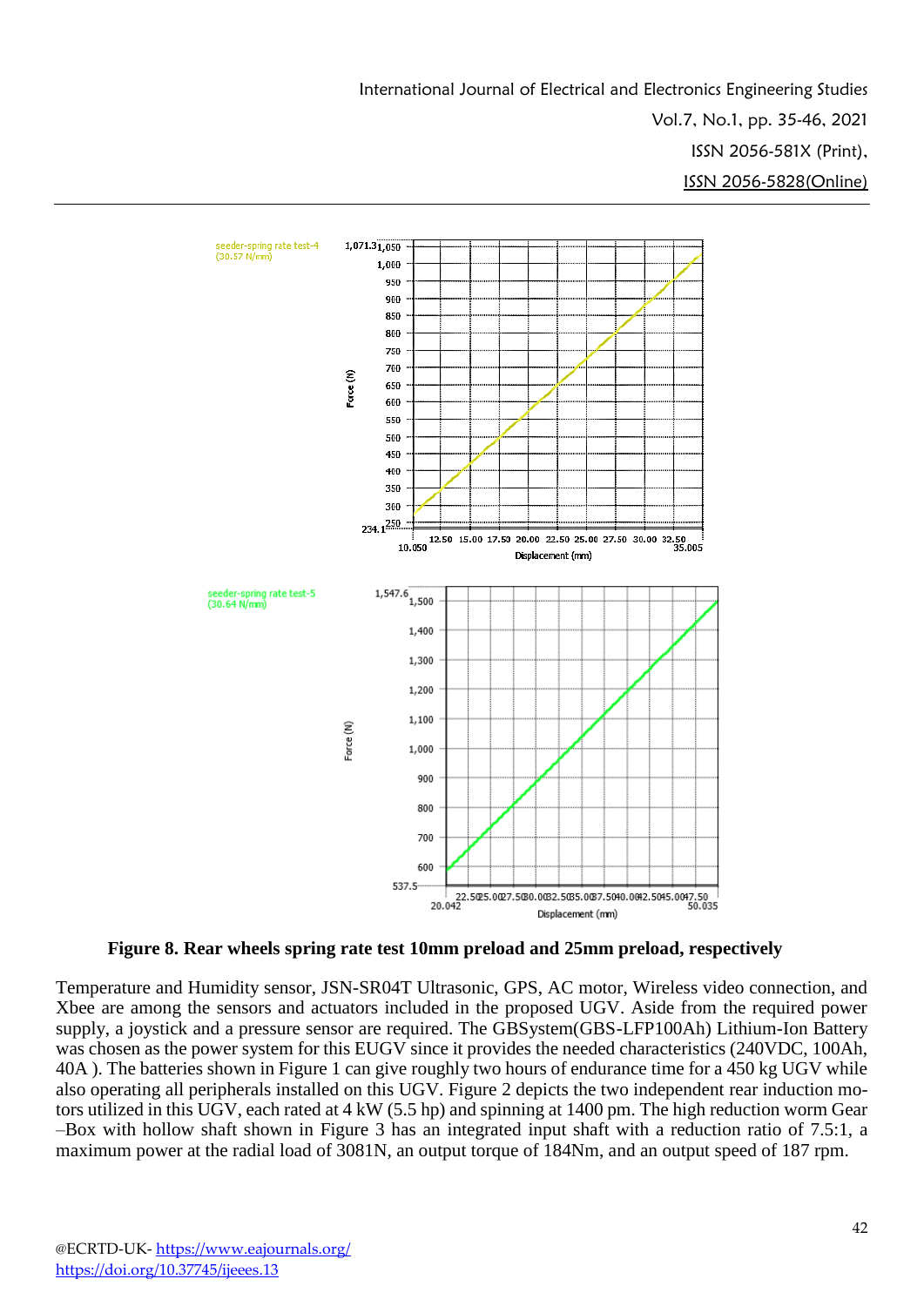**Figure 8. Rear wheels spring rate test 10mm preload and 25mm preload, respectively**

Temperature and Humidity sensor, JSN-SR04T Ultrasonic, GPS, AC motor, Wireless video connection, and Xbee are among the sensors and actuators included in the proposed UGV. Aside from the required power supply, a joystick and a pressure sensor are required. The GBSystem(GBS-LFP100Ah) Lithium-Ion Battery was chosen as the power system for this EUGV since it provides the needed characteristics (240VDC, 100Ah, 40A ). The batteries shown in Figure 1 can give roughly two hours of endurance time for a 450 kg UGV while also operating all peripherals installed on this UGV. Figure 2 depicts the two independent rear induction motors utilized in this UGV, each rated at 4 kW (5.5 hp) and spinning at 1400 pm. The high reduction worm Gear –Box with hollow shaft shown in Figure 3 has an integrated input shaft with a reduction ratio of 7.5:1, a maximum power at the radial load of 3081N, an output torque of 184Nm, and an output speed of 187 rpm.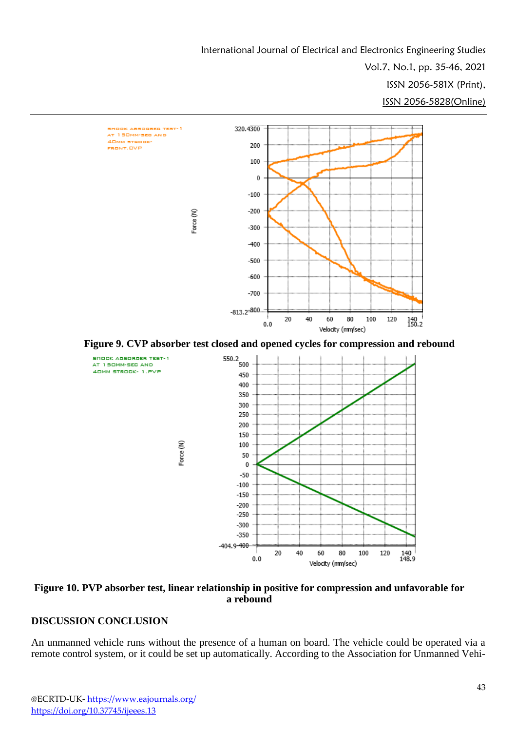**Figure 9. CVP absorber test closed and opened cycles for compression and rebound**

**Figure 10. PVP absorber test, linear relationship in positive for compression and unfavorable for a rebound**

## DISCUSSION CONCLUSION

An unmanned vehicle runs without the presence of a human on board. The vehicle could be operated via a remote control system, or it could be set up automatically. According to the Association for Unmanned Vehi-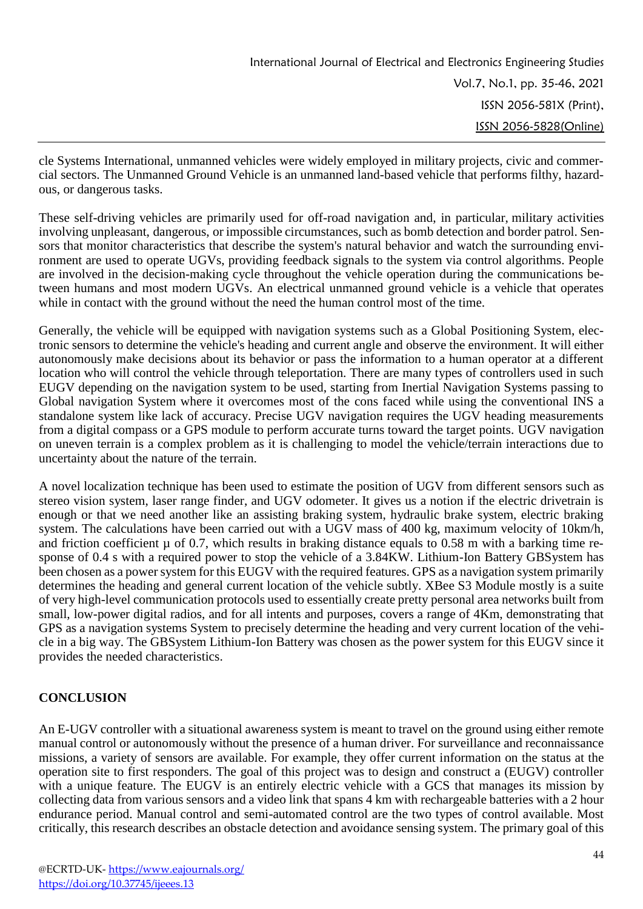cle Systems International, unmanned vehicles were widely employed in military projects, civic and commercial sectors. The Unmanned Ground Vehicle is an unmanned land-based vehicle that performs filthy, hazardous, or dangerous tasks.

These self-driving vehicles are primarily used for off-road navigation and, in particular, military activities involving unpleasant, dangerous, or impossible circumstances, such as bomb detection and border patrol. Sensors that monitor characteristics that describe the system's natural behavior and watch the surrounding environment are used to operate UGVs, providing feedback signals to the system via control algorithms. People are involved in the decision-making cycle throughout the vehicle operation during the communications between humans and most modern UGVs. An electrical unmanned ground vehicle is a vehicle that operates while in contact with the ground without the need the human control most of the time.

Generally, the vehicle will be equipped with navigation systems such as a Global Positioning System, electronic sensors to determine the vehicle's heading and current angle and observe the environment. It will either autonomously make decisions about its behavior or pass the information to a human operator at a different location who will control the vehicle through teleportation. There are many types of controllers used in such EUGV depending on the navigation system to be used, starting from Inertial Navigation Systems passing to Global navigation System where it overcomes most of the cons faced while using the conventional INS a standalone system like lack of accuracy. Precise UGV navigation requires the UGV heading measurements from a digital compass or a GPS module to perform accurate turns toward the target points. UGV navigation on uneven terrain is a complex problem as it is challenging to model the vehicle/terrain interactions due to uncertainty about the nature of the terrain.

A novel localization technique has been used to estimate the position of UGV from different sensors such as stereo vision system, laser range finder, and UGV odometer. It gives us a notion if the electric drivetrain is enough or that we need another like an assisting braking system, hydraulic brake system, electric braking system. The calculations have been carried out with a UGV mass of 400 kg, maximum velocity of 10km/h, and friction coefficient $\mu$ of 0.7, which results in braking distance equals to 0.58 m with a barking time response of 0.4 s with a required power to stop the vehicle of a 3.84KW. Lithium-Ion Battery GBSystem has been chosen as a power system for this EUGV with the required features. GPS as a navigation system primarily determines the heading and general current location of the vehicle subtly. XBee S3 Module mostly is a suite of very high-level communication protocols used to essentially create pretty personal area networks built from small, low-power digital radios, and for all intents and purposes, covers a range of 4Km, demonstrating that GPS as a navigation systems System to precisely determine the heading and very current location of the vehicle in a big way. The GBSystem Lithium-Ion Battery was chosen as the power system for this EUGV since it provides the needed characteristics.

## CONCLUSION

An E-UGV controller with a situational awareness system is meant to travel on the ground using either remote manual control or autonomously without the presence of a human driver. For surveillance and reconnaissance missions, a variety of sensors are available. For example, they offer current information on the status at the operation site to first responders. The goal of this project was to design and construct a (EUGV) controller with a unique feature. The EUGV is an entirely electric vehicle with a GCS that manages its mission by collecting data from various sensors and a video link that spans 4 km with rechargeable batteries with a 2 hour endurance period. Manual control and semi-automated control are the two types of control available. Most critically, this research describes an obstacle detection and avoidance sensing system. The primary goal of this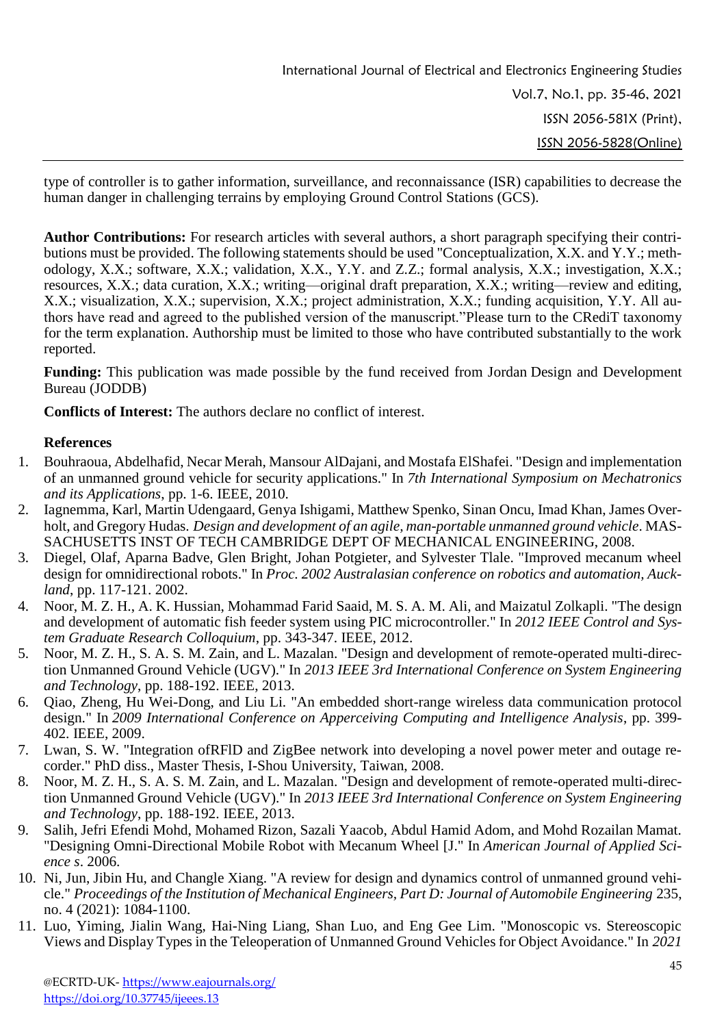type of controller is to gather information, surveillance, and reconnaissance (ISR) capabilities to decrease the human danger in challenging terrains by employing Ground Control Stations (GCS).

**Author Contributions:** For research articles with several authors, a short paragraph specifying their contributions must be provided. The following statements should be used "Conceptualization, X.X. and Y.Y.; methodology, X.X.; software, X.X.; validation, X.X., Y.Y. and Z.Z.; formal analysis, X.X.; investigation, X.X.; resources, X.X.; data curation, X.X.; writing—original draft preparation, X.X.; writing—review and editing, X.X.; visualization, X.X.; supervision, X.X.; project administration, X.X.; funding acquisition, Y.Y. All authors have read and agreed to the published version of the manuscript."Please turn to the CRediT taxonomy for the term explanation. Authorship must be limited to those who have contributed substantially to the work reported.

**Funding:** This publication was made possible by the fund received from Jordan Design and Development Bureau (JODDB)

**Conflicts of Interest:** The authors declare no conflict of interest.

## References

1. Bouhraoua, Abdelhafid, Necar Merah, Mansour AlDajani, and Mostafa ElShafei. "Design and implementation of an unmanned ground vehicle for security applications." In *7th International Symposium on Mechatronics and its Applications*, pp. 1-6. IEEE, 2010.
2. Iagnemma, Karl, Martin Udengaard, Genya Ishigami, Matthew Spenko, Sinan Oncu, Imad Khan, James Overholt, and Gregory Hudas. *Design and development of an agile, man-portable unmanned ground vehicle*. MASSACHUSETTS INST OF TECH CAMBRIDGE DEPT OF MECHANICAL ENGINEERING, 2008.
3. Diegel, Olaf, Aparna Badve, Glen Bright, Johan Potgieter, and Sylvester Tlale. "Improved mecanum wheel design for omnidirectional robots." In *Proc. 2002 Australasian conference on robotics and automation, Auckland*, pp. 117-121. 2002.
4. Noor, M. Z. H., A. K. Hussian, Mohammad Farid Saaid, M. S. A. M. Ali, and Maizatul Zolkapli. "The design and development of automatic fish feeder system using PIC microcontroller." In *2012 IEEE Control and System Graduate Research Colloquium*, pp. 343-347. IEEE, 2012.
5. Noor, M. Z. H., S. A. S. M. Zain, and L. Mazalan. "Design and development of remote-operated multi-direction Unmanned Ground Vehicle (UGV)." In *2013 IEEE 3rd International Conference on System Engineering and Technology*, pp. 188-192. IEEE, 2013.
6. Qiao, Zheng, Hu Wei-Dong, and Liu Li. "An embedded short-range wireless data communication protocol design." In *2009 International Conference on Apperceiving Computing and Intelligence Analysis*, pp. 399-402. IEEE, 2009.
7. Lwan, S. W. "Integration ofRFlD and ZigBee network into developing a novel power meter and outage recorder." PhD diss., Master Thesis, I-Shou University, Taiwan, 2008.
8. Noor, M. Z. H., S. A. S. M. Zain, and L. Mazalan. "Design and development of remote-operated multi-direction Unmanned Ground Vehicle (UGV)." In *2013 IEEE 3rd International Conference on System Engineering and Technology*, pp. 188-192. IEEE, 2013.
9. Salih, Jefri Efendi Mohd, Mohamed Rizon, Sazali Yaacob, Abdul Hamid Adom, and Mohd Rozailan Mamat. "Designing Omni-Directional Mobile Robot with Mecanum Wheel [J." In *American Journal of Applied Science s*. 2006.
10. Ni, Jun, Jibin Hu, and Changle Xiang. "A review for design and dynamics control of unmanned ground vehicle." *Proceedings of the Institution of Mechanical Engineers, Part D: Journal of Automobile Engineering* 235, no. 4 (2021): 1084-1100.
11. Luo, Yiming, Jialin Wang, Hai-Ning Liang, Shan Luo, and Eng Gee Lim. "Monoscopic vs. Stereoscopic Views and Display Types in the Teleoperation of Unmanned Ground Vehicles for Object Avoidance." In *2021*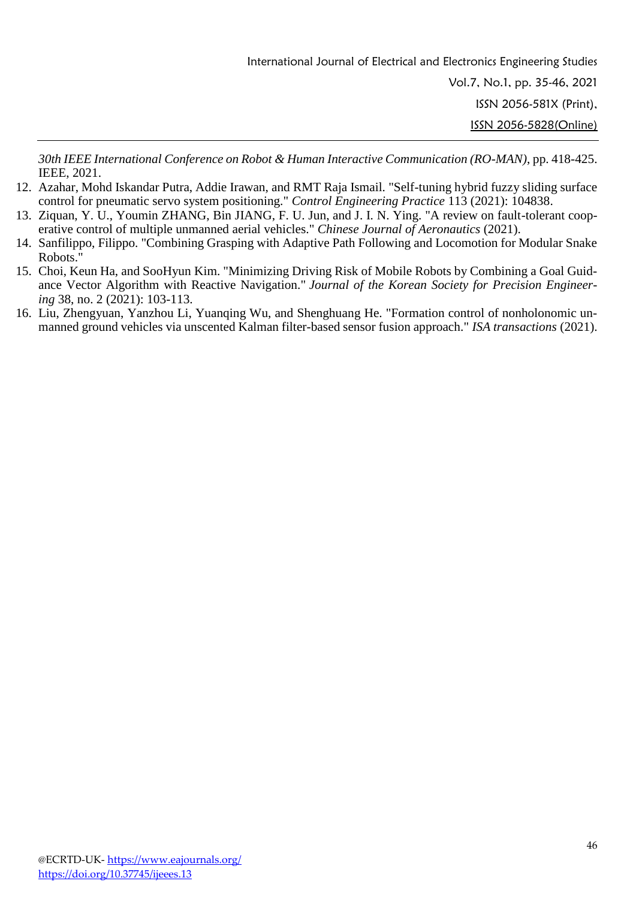*30th IEEE International Conference on Robot & Human Interactive Communication (RO-MAN)*, pp. 418-425. IEEE, 2021.

12. Azahar, Mohd Iskandar Putra, Addie Irawan, and RMT Raja Ismail. "Self-tuning hybrid fuzzy sliding surface control for pneumatic servo system positioning." *Control Engineering Practice* 113 (2021): 104838.
13. Ziquan, Y. U., Youmin ZHANG, Bin JIANG, F. U. Jun, and J. I. N. Ying. "A review on fault-tolerant cooperative control of multiple unmanned aerial vehicles." *Chinese Journal of Aeronautics* (2021).
14. Sanfilippo, Filippo. "Combining Grasping with Adaptive Path Following and Locomotion for Modular Snake Robots."
15. Choi, Keun Ha, and SooHyun Kim. "Minimizing Driving Risk of Mobile Robots by Combining a Goal Guidance Vector Algorithm with Reactive Navigation." *Journal of the Korean Society for Precision Engineering* 38, no. 2 (2021): 103-113.
16. Liu, Zhengyuan, Yanzhou Li, Yuanqing Wu, and Shenghuang He. "Formation control of nonholonomic unmanned ground vehicles via unscented Kalman filter-based sensor fusion approach." *ISA transactions* (2021).